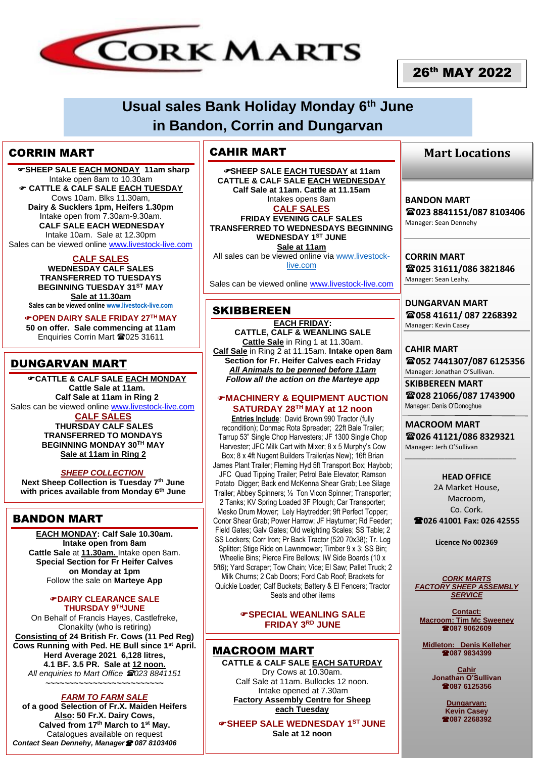# CORK MARTS

**26th MAY 2022**

## Usual sales Bank Holiday Monday 6th June in Bandon, Corrin and Dungarvan

## CORRIN MART

☞**SHEEP SALE EACH MONDAY 11am sharp**
Intake open 8am to 10.30am
☞ **CATTLE & CALF SALE EACH TUESDAY**
Cows 10am. Blks 11.30am,
**Dairy & Sucklers 1pm, Heifers 1.30pm**
Intake open from 7.30am-9.30am.
**CALF SALE EACH WEDNESDAY**
Intake 10am. Sale at 12.30pm
Sales can be viewed online www.livestock-live.com

**CALF SALES**
**WEDNESDAY CALF SALES TRANSFERRED TO TUESDAYS BEGINNING TUESDAY 31ST MAY**
**Sale at 11.30am**
**Sales can be viewed online www.livestock-live.com**

☞**OPEN DAIRY SALE FRIDAY 27TH MAY**
**50 on offer. Sale commencing at 11am**
Enquiries Corrin Mart ☎025 31611

## DUNGARVAN MART

☞**CATTLE & CALF SALE EACH MONDAY**
**Cattle Sale at 11am.**
**Calf Sale at 11am in Ring 2**
Sales can be viewed online www.livestock-live.com

**CALF SALES**
**THURSDAY CALF SALES TRANSFERRED TO MONDAYS BEGINNING MONDAY 30TH MAY**
**Sale at 11am in Ring 2**

***SHEEP COLLECTION***
**Next Sheep Collection is Tuesday 7th June with prices available from Monday 6th June**

## BANDON MART

**EACH MONDAY: Calf Sale 10.30am.**
**Intake open from 8am**
**Cattle Sale** at **11.30am.** Intake open 8am.
**Special Section for Fr Heifer Calves on Monday at 1pm**
Follow the sale on **Marteye App**

☞**DAIRY CLEARANCE SALE THURSDAY 9TH JUNE**
On Behalf of Francis Hayes, Castlefreke, Clonakilty (who is retiring)
**Consisting of 24 British Fr. Cows (11 Ped Reg)**
**Cows Running with Ped. HE Bull since 1st April.**
**Herd Average 2021 6,128 litres,**
**4.1 BF. 3.5 PR. Sale at 12 noon.**
*All enquiries to Mart Office* ☎023 8841151
~~~~~~~~~~~~~~~~~~~~~~~~~~~

***FARM TO FARM SALE***
**of a good Selection of Fr.X. Maiden Heifers**
**Also: 50 Fr.X. Dairy Cows,**
**Calved from 17th March to 1st May.**
Catalogues available on request
***Contact Sean Dennehy, Manager*** ☎ ***087 8103406***

## CAHIR MART

☞**SHEEP SALE EACH TUESDAY at 11am**
**CATTLE & CALF SALE EACH WEDNESDAY**
**Calf Sale at 11am. Cattle at 11.15am**
Intakes opens 8am

**CALF SALES**
**FRIDAY EVENING CALF SALES TRANSFERRED TO WEDNESDAYS BEGINNING WEDNESDAY 1ST JUNE**
**Sale at 11am**
All sales can be viewed online via www.livestock-live.com

Sales can be viewed online www.livestock-live.com

## SKIBBEREEN

**EACH FRIDAY:**
**CATTLE, CALF & WEANLING SALE**
**Cattle Sale** in Ring 1 at 11.30am.
**Calf Sale** in Ring 2 at 11.15am. **Intake open 8am**
**Section for Fr. Heifer Calves each Friday**
***All Animals to be penned before 11am***
***Follow all the action on the Marteye app***

☞**MACHINERY & EQUIPMENT AUCTION SATURDAY 28TH MAY at 12 noon**
**Entries Include**: David Brown 990 Tractor (fully recondition); Donmac Rota Spreader; 22ft Bale Trailer; Tarrup 53" Single Chop Harvesters; JF 1300 Single Chop Harvester; JFC Milk Cart with Mixer; 8 x 5 Murphy's Cow Box; 8 x 4ft Nugent Builders Trailer(as New); 16ft Brian James Plant Trailer; Fleming Hyd 5ft Transport Box; Haybob; JFC Quad Tipping Trailer; Petrol Bale Elevator; Ramson Potato Digger; Back end McKenna Shear Grab; Lee Silage Trailer; Abbey Spinners; ½ Ton Vicon Spinner; Transporter; 2 Tanks; KV Spring Loaded 3F Plough; Car Transporter; Mesko Drum Mower; Lely Haytredder; 9ft Perfect Topper; Conor Shear Grab; Power Harrow; JF Hayturner; Rd Feeder; Field Gates; Galv Gates; Old weighting Scales; SS Table; 2 SS Lockers; Corr Iron; Pr Back Tractor (520 70x38); Tr. Log Splitter; Stige Ride on Lawnmower; Timber 9 x 3; SS Bin; Wheelie Bins; Pierce Fire Bellows; IW Side Boards (10 x 5ft6); Yard Scraper; Tow Chain; Vice; El Saw; Pallet Truck; 2 Milk Churns; 2 Cab Doors; Ford Cab Roof; Brackets for Quickie Loader; Calf Buckets; Battery & El Fencers; Tractor Seats and other items

☞**SPECIAL WEANLING SALE FRIDAY 3RD JUNE**

## MACROOM MART

**CATTLE & CALF SALE EACH SATURDAY**
Dry Cows at 10.30am.
Calf Sale at 11am. Bullocks 12 noon.
Intake opened at 7.30am
**Factory Assembly Centre for Sheep each Tuesday**

☞**SHEEP SALE WEDNESDAY 1ST JUNE**
**Sale at 12 noon**

## Mart Locations

**BANDON MART**
☎**023 8841151/087 8103406**
Manager: Sean Dennehy

**CORRIN MART**
☎**025 31611/086 3821846**
Manager: Sean Leahy.

**DUNGARVAN MART**
☎**058 41611/ 087 2268392**
Manager: Kevin Casey

**CAHIR MART**
☎**052 7441307/087 6125356**
Manager: Jonathan O'Sullivan.

**SKIBBEREEN MART**
☎**028 21066/087 1743900**
Manager: Denis O'Donoghue

**MACROOM MART**
☎**026 41121/086 8329321**
Manager: Jerh O'Sullivan

**HEAD OFFICE**
2A Market House,
Macroom,
Co. Cork.
☎**026 41001 Fax: 026 42555**

**Licence No 002369**

***CORK MARTS FACTORY SHEEP ASSEMBLY SERVICE***

**Contact:**
**Macroom: Tim Mc Sweeney**
☎**087 9062609**

**Midleton: Denis Kelleher**
☎**087 9834399**

**Cahir**
**Jonathan O'Sullivan**
☎**087 6125356**

**Dungarvan:**
**Kevin Casey**
☎**087 2268392**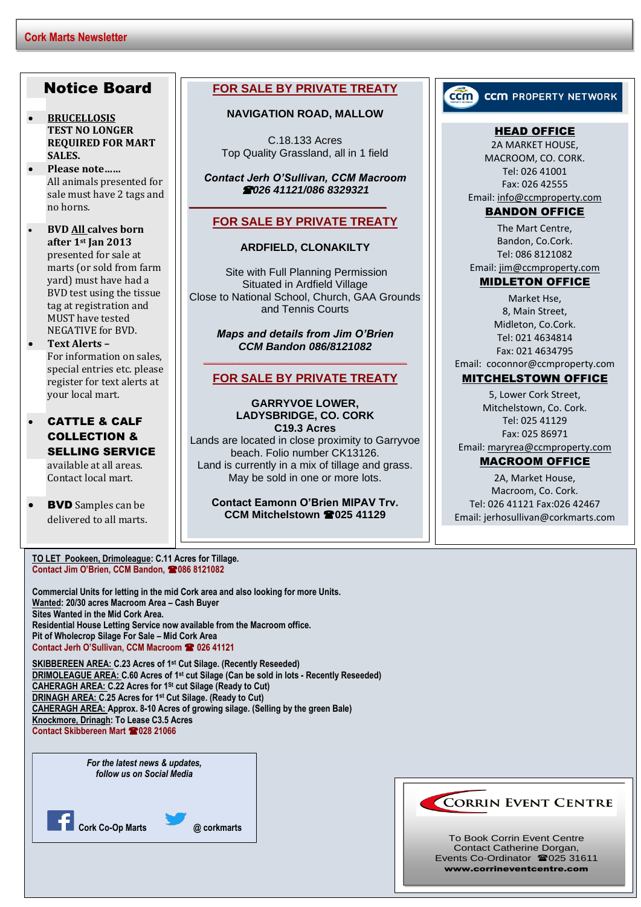## Notice Board

- **BRUCELLOSIS TEST NO LONGER REQUIRED FOR MART SALES.**
- **Please note……** All animals presented for sale must have 2 tags and no horns.
- **BVD All calves born after 1st Jan 2013** presented for sale at marts (or sold from farm yard) must have had a BVD test using the tissue tag at registration and MUST have tested NEGATIVE for BVD.
- **Text Alerts –** For information on sales, special entries etc. please register for text alerts at your local mart.
- **CATTLE & CALF COLLECTION & SELLING SERVICE** available at all areas. Contact local mart.
- **BVD** Samples can be delivered to all marts.

## FOR SALE BY PRIVATE TREATY

**NAVIGATION ROAD, MALLOW**

C.18.133 Acres
Top Quality Grassland, all in 1 field

***Contact Jerh O'Sullivan, CCM Macroom ☎026 41121/086 8329321***

## FOR SALE BY PRIVATE TREATY

**ARDFIELD, CLONAKILTY**

Site with Full Planning Permission
Situated in Ardfield Village
Close to National School, Church, GAA Grounds and Tennis Courts

***Maps and details from Jim O'Brien CCM Bandon 086/8121082***

## FOR SALE BY PRIVATE TREATY

**GARRYVOE LOWER, LADYSBRIDGE, CO. CORK**
**C19.3 Acres**
Lands are located in close proximity to Garryvoe beach. Folio number CK13126.
Land is currently in a mix of tillage and grass.
May be sold in one or more lots.

**Contact Eamonn O'Brien MIPAV Trv. CCM Mitchelstown ☎025 41129**

## CCM PROPERTY NETWORK

### HEAD OFFICE
2A MARKET HOUSE,
MACROOM, CO. CORK.
Tel: 026 41001
Fax: 026 42555
Email: info@ccmproperty.com

### BANDON OFFICE
The Mart Centre,
Bandon, Co.Cork.
Tel: 086 8121082
Email: jim@ccmproperty.com

### MIDLETON OFFICE
Market Hse,
8, Main Street,
Midleton, Co.Cork.
Tel: 021 4634814
Fax: 021 4634795
Email: coconnor@ccmproperty.com

### MITCHELSTOWN OFFICE
5, Lower Cork Street,
Mitchelstown, Co. Cork.
Tel: 025 41129
Fax: 025 86971
Email: maryrea@ccmproperty.com

### MACROOM OFFICE
2A, Market House,
Macroom, Co. Cork.
Tel: 026 41121 Fax:026 42467
Email: jerhosullivan@corkmarts.com

---

**TO LET Pookeen, Drimoleague: C.11 Acres for Tillage.**
**Contact Jim O'Brien, CCM Bandon, ☎086 8121082**

**Commercial Units for letting in the mid Cork area and also looking for more Units.**
**Wanted: 20/30 acres Macroom Area – Cash Buyer**
**Sites Wanted in the Mid Cork Area.**
**Residential House Letting Service now available from the Macroom office.**
**Pit of Wholecrop Silage For Sale – Mid Cork Area**
**Contact Jerh O'Sullivan, CCM Macroom ☎ 026 41121**

**SKIBBEREEN AREA: C.23 Acres of 1st Cut Silage. (Recently Reseeded)**
**DRIMOLEAGUE AREA: C.60 Acres of 1st cut Silage (Can be sold in lots - Recently Reseeded)**
**CAHERAGH AREA: C.22 Acres for 1St cut Silage (Ready to Cut)**
**DRINAGH AREA: C.25 Acres for 1st Cut Silage. (Ready to Cut)**
**CAHERAGH AREA: Approx. 8-10 Acres of growing silage. (Selling by the green Bale)**
**Knockmore, Drinagh: To Lease C3.5 Acres**
**Contact Skibbereen Mart ☎028 21066**

*For the latest news & updates, follow us on Social Media*

Cork Co-Op Marts @ corkmarts

**CORRIN EVENT CENTRE**

To Book Corrin Event Centre
Contact Catherine Dorgan,
Events Co-Ordinator ☎025 31611
**www.corrineventcentre.com**